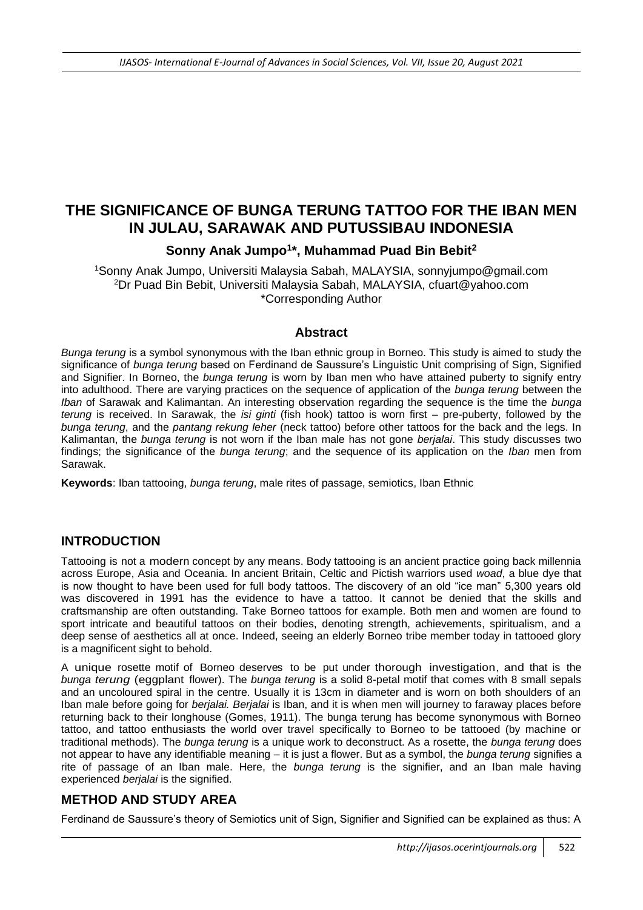# THE SIGNIFICANCE OF BUNGA TERUNG TATTOO FOR THE IBAN MEN IN JULAU, SARAWAK AND PUTUSSIBAU INDONESIA

**Sonny Anak Jumpo[1]*, Muhammad Puad Bin Bebit[2]**

[1]Sonny Anak Jumpo, Universiti Malaysia Sabah, MALAYSIA, sonnyjumpo@gmail.com
[2]Dr Puad Bin Bebit, Universiti Malaysia Sabah, MALAYSIA, cfuart@yahoo.com
*Corresponding Author

## Abstract

*Bunga terung* is a symbol synonymous with the Iban ethnic group in Borneo. This study is aimed to study the significance of *bunga terung* based on Ferdinand de Saussure's Linguistic Unit comprising of Sign, Signified and Signifier. In Borneo, the *bunga terung* is worn by Iban men who have attained puberty to signify entry into adulthood. There are varying practices on the sequence of application of the *bunga terung* between the *Iban* of Sarawak and Kalimantan. An interesting observation regarding the sequence is the time the *bunga terung* is received. In Sarawak, the *isi ginti* (fish hook) tattoo is worn first – pre-puberty, followed by the *bunga terung*, and the *pantang rekung leher* (neck tattoo) before other tattoos for the back and the legs. In Kalimantan, the *bunga terung* is not worn if the Iban male has not gone *berjalai*. This study discusses two findings; the significance of the *bunga terung*; and the sequence of its application on the *Iban* men from Sarawak.

**Keywords**: Iban tattooing, *bunga terung*, male rites of passage, semiotics, Iban Ethnic

## INTRODUCTION

Tattooing is not a modern concept by any means. Body tattooing is an ancient practice going back millennia across Europe, Asia and Oceania. In ancient Britain, Celtic and Pictish warriors used *woad*, a blue dye that is now thought to have been used for full body tattoos. The discovery of an old "ice man" 5,300 years old was discovered in 1991 has the evidence to have a tattoo. It cannot be denied that the skills and craftsmanship are often outstanding. Take Borneo tattoos for example. Both men and women are found to sport intricate and beautiful tattoos on their bodies, denoting strength, achievements, spiritualism, and a deep sense of aesthetics all at once. Indeed, seeing an elderly Borneo tribe member today in tattooed glory is a magnificent sight to behold.

A unique rosette motif of Borneo deserves to be put under thorough investigation, and that is the *bunga terung* (eggplant flower). The *bunga terung* is a solid 8-petal motif that comes with 8 small sepals and an uncoloured spiral in the centre. Usually it is 13cm in diameter and is worn on both shoulders of an Iban male before going for *berjalai. Berjalai* is Iban, and it is when men will journey to faraway places before returning back to their longhouse (Gomes, 1911). The bunga terung has become synonymous with Borneo tattoo, and tattoo enthusiasts the world over travel specifically to Borneo to be tattooed (by machine or traditional methods). The *bunga terung* is a unique work to deconstruct. As a rosette, the *bunga terung* does not appear to have any identifiable meaning – it is just a flower. But as a symbol, the *bunga terung* signifies a rite of passage of an Iban male. Here, the *bunga terung* is the signifier, and an Iban male having experienced *berjalai* is the signified.

## METHOD AND STUDY AREA

Ferdinand de Saussure's theory of Semiotics unit of Sign, Signifier and Signified can be explained as thus: A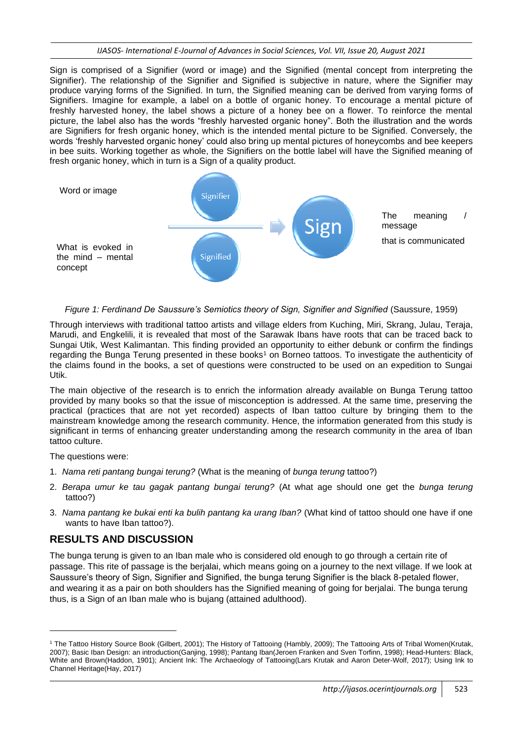Sign is comprised of a Signifier (word or image) and the Signified (mental concept from interpreting the Signifier). The relationship of the Signifier and Signified is subjective in nature, where the Signifier may produce varying forms of the Signified. In turn, the Signified meaning can be derived from varying forms of Signifiers. Imagine for example, a label on a bottle of organic honey. To encourage a mental picture of freshly harvested honey, the label shows a picture of a honey bee on a flower. To reinforce the mental picture, the label also has the words "freshly harvested organic honey". Both the illustration and the words are Signifiers for fresh organic honey, which is the intended mental picture to be Signified. Conversely, the words 'freshly harvested organic honey' could also bring up mental pictures of honeycombs and bee keepers in bee suits. Working together as whole, the Signifiers on the bottle label will have the Signified meaning of fresh organic honey, which in turn is a Sign of a quality product.

Word or image — Signifier

What is evoked in the mind – mental concept — Signified

Sign — The meaning / message that is communicated

*Figure 1: Ferdinand De Saussure's Semiotics theory of Sign, Signifier and Signified* (Saussure, 1959)

Through interviews with traditional tattoo artists and village elders from Kuching, Miri, Skrang, Julau, Teraja, Marudi, and Engkelili, it is revealed that most of the Sarawak Ibans have roots that can be traced back to Sungai Utik, West Kalimantan. This finding provided an opportunity to either debunk or confirm the findings regarding the Bunga Terung presented in these books[1] on Borneo tattoos. To investigate the authenticity of the claims found in the books, a set of questions were constructed to be used on an expedition to Sungai Utik.

The main objective of the research is to enrich the information already available on Bunga Terung tattoo provided by many books so that the issue of misconception is addressed. At the same time, preserving the practical (practices that are not yet recorded) aspects of Iban tattoo culture by bringing them to the mainstream knowledge among the research community. Hence, the information generated from this study is significant in terms of enhancing greater understanding among the research community in the area of Iban tattoo culture.

The questions were:

1. *Nama reti pantang bungai terung?* (What is the meaning of *bunga terung* tattoo?)
2. *Berapa umur ke tau gagak pantang bungai terung?* (At what age should one get the *bunga terung* tattoo?)
3. *Nama pantang ke bukai enti ka bulih pantang ka urang Iban?* (What kind of tattoo should one have if one wants to have Iban tattoo?).

## RESULTS AND DISCUSSION

The bunga terung is given to an Iban male who is considered old enough to go through a certain rite of passage. This rite of passage is the berjalai, which means going on a journey to the next village. If we look at Saussure's theory of Sign, Signifier and Signified, the bunga terung Signifier is the black 8-petaled flower, and wearing it as a pair on both shoulders has the Signified meaning of going for berjalai. The bunga terung thus, is a Sign of an Iban male who is bujang (attained adulthood).

[1] The Tattoo History Source Book (Gilbert, 2001); The History of Tattooing (Hambly, 2009); The Tattooing Arts of Tribal Women(Krutak, 2007); Basic Iban Design: an introduction(Ganjing, 1998); Pantang Iban(Jeroen Franken and Sven Torfinn, 1998); Head-Hunters: Black, White and Brown(Haddon, 1901); Ancient Ink: The Archaeology of Tattooing(Lars Krutak and Aaron Deter-Wolf, 2017); Using Ink to Channel Heritage(Hay, 2017)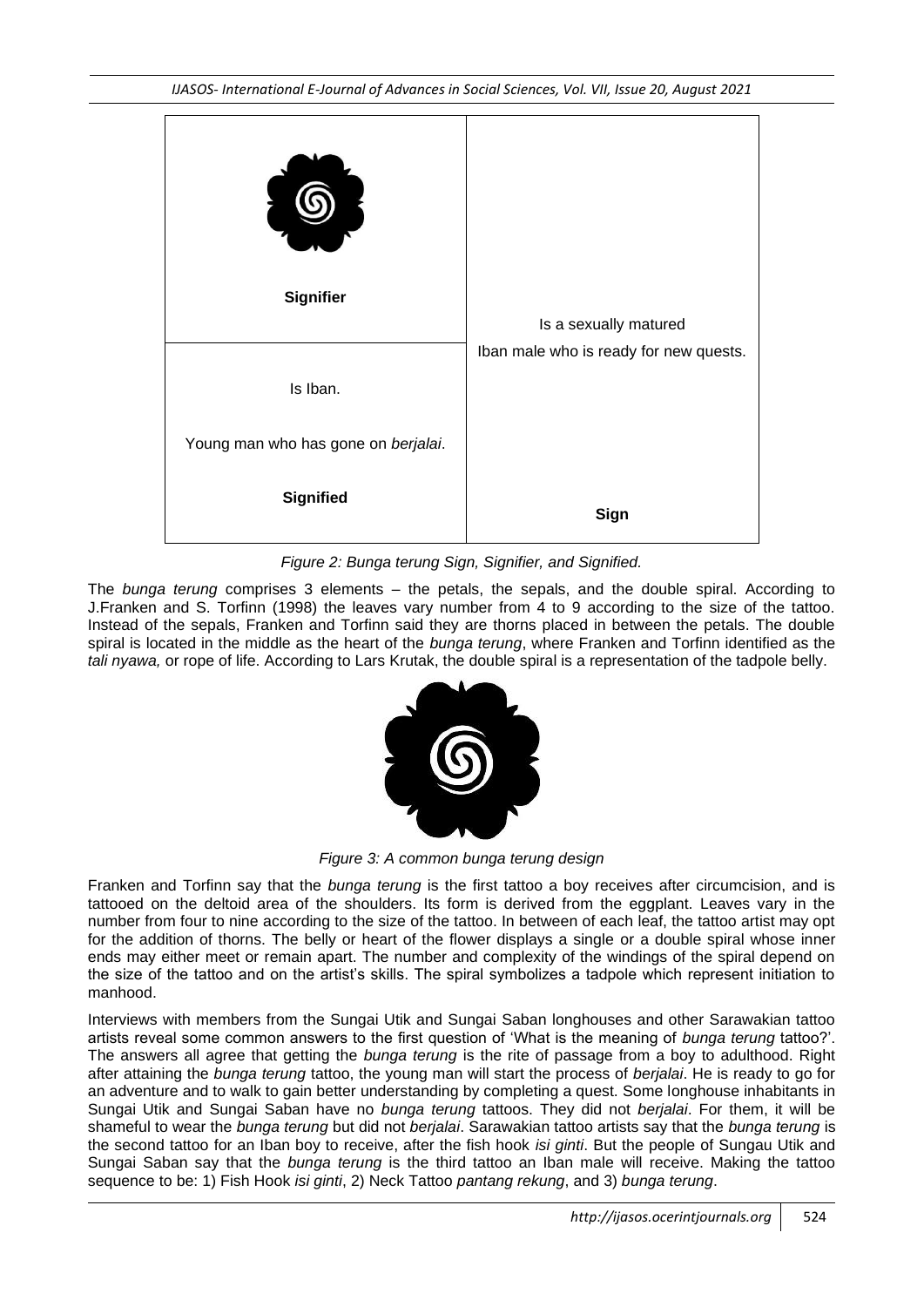| Signifier | Is a sexually matured Iban male who is ready for new quests. |
| --- | --- |
| Is Iban. Young man who has gone on *berjalai*. **Signified** | **Sign** |

*Figure 2: Bunga terung Sign, Signifier, and Signified.*

The *bunga terung* comprises 3 elements – the petals, the sepals, and the double spiral. According to J.Franken and S. Torfinn (1998) the leaves vary number from 4 to 9 according to the size of the tattoo. Instead of the sepals, Franken and Torfinn said they are thorns placed in between the petals. The double spiral is located in the middle as the heart of the *bunga terung*, where Franken and Torfinn identified as the *tali nyawa,* or rope of life. According to Lars Krutak, the double spiral is a representation of the tadpole belly.

*Figure 3: A common bunga terung design*

Franken and Torfinn say that the *bunga terung* is the first tattoo a boy receives after circumcision, and is tattooed on the deltoid area of the shoulders. Its form is derived from the eggplant. Leaves vary in the number from four to nine according to the size of the tattoo. In between of each leaf, the tattoo artist may opt for the addition of thorns. The belly or heart of the flower displays a single or a double spiral whose inner ends may either meet or remain apart. The number and complexity of the windings of the spiral depend on the size of the tattoo and on the artist's skills. The spiral symbolizes a tadpole which represent initiation to manhood.

Interviews with members from the Sungai Utik and Sungai Saban longhouses and other Sarawakian tattoo artists reveal some common answers to the first question of 'What is the meaning of *bunga terung* tattoo?'. The answers all agree that getting the *bunga terung* is the rite of passage from a boy to adulthood. Right after attaining the *bunga terung* tattoo, the young man will start the process of *berjalai*. He is ready to go for an adventure and to walk to gain better understanding by completing a quest. Some longhouse inhabitants in Sungai Utik and Sungai Saban have no *bunga terung* tattoos. They did not *berjalai*. For them, it will be shameful to wear the *bunga terung* but did not *berjalai*. Sarawakian tattoo artists say that the *bunga terung* is the second tattoo for an Iban boy to receive, after the fish hook *isi ginti*. But the people of Sungau Utik and Sungai Saban say that the *bunga terung* is the third tattoo an Iban male will receive. Making the tattoo sequence to be: 1) Fish Hook *isi ginti*, 2) Neck Tattoo *pantang rekung*, and 3) *bunga terung*.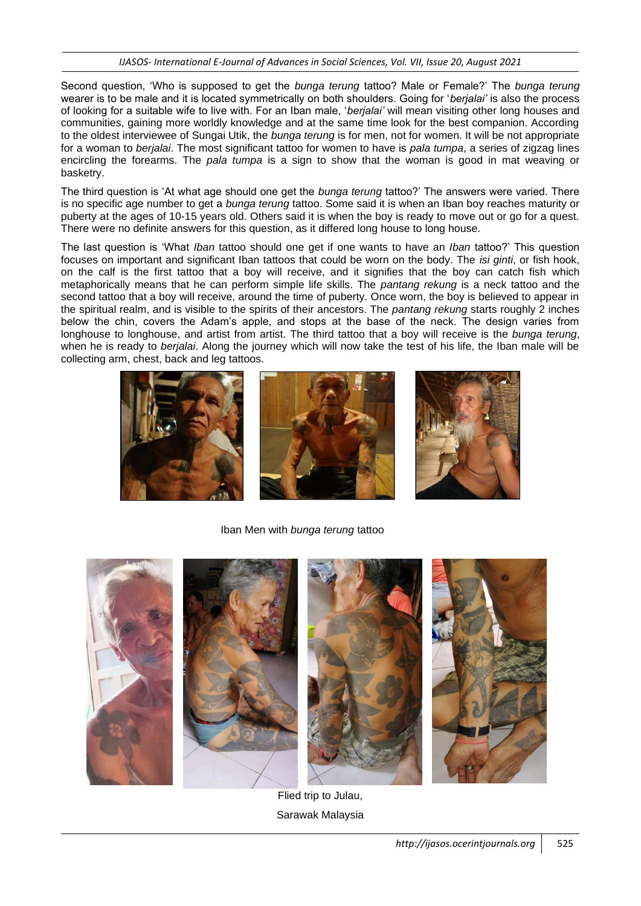Second question, 'Who is supposed to get the *bunga terung* tattoo? Male or Female?' The *bunga terung* wearer is to be male and it is located symmetrically on both shoulders. Going for '*berjalai'* is also the process of looking for a suitable wife to live with. For an Iban male, '*berjalai'* will mean visiting other long houses and communities, gaining more worldly knowledge and at the same time look for the best companion. According to the oldest interviewee of Sungai Utik, the *bunga terung* is for men, not for women. It will be not appropriate for a woman to *berjalai*. The most significant tattoo for women to have is *pala tumpa*, a series of zigzag lines encircling the forearms. The *pala tumpa* is a sign to show that the woman is good in mat weaving or basketry.

The third question is 'At what age should one get the *bunga terung* tattoo?' The answers were varied. There is no specific age number to get a *bunga terung* tattoo. Some said it is when an Iban boy reaches maturity or puberty at the ages of 10-15 years old. Others said it is when the boy is ready to move out or go for a quest. There were no definite answers for this question, as it differed long house to long house.

The last question is 'What *Iban* tattoo should one get if one wants to have an *Iban* tattoo?' This question focuses on important and significant Iban tattoos that could be worn on the body. The *isi ginti*, or fish hook, on the calf is the first tattoo that a boy will receive, and it signifies that the boy can catch fish which metaphorically means that he can perform simple life skills. The *pantang rekung* is a neck tattoo and the second tattoo that a boy will receive, around the time of puberty. Once worn, the boy is believed to appear in the spiritual realm, and is visible to the spirits of their ancestors. The *pantang rekung* starts roughly 2 inches below the chin, covers the Adam's apple, and stops at the base of the neck. The design varies from longhouse to longhouse, and artist from artist. The third tattoo that a boy will receive is the *bunga terung*, when he is ready to *berjalai*. Along the journey which will now take the test of his life, the Iban male will be collecting arm, chest, back and leg tattoos.

Iban Men with *bunga terung* tattoo

Flied trip to Julau,
Sarawak Malaysia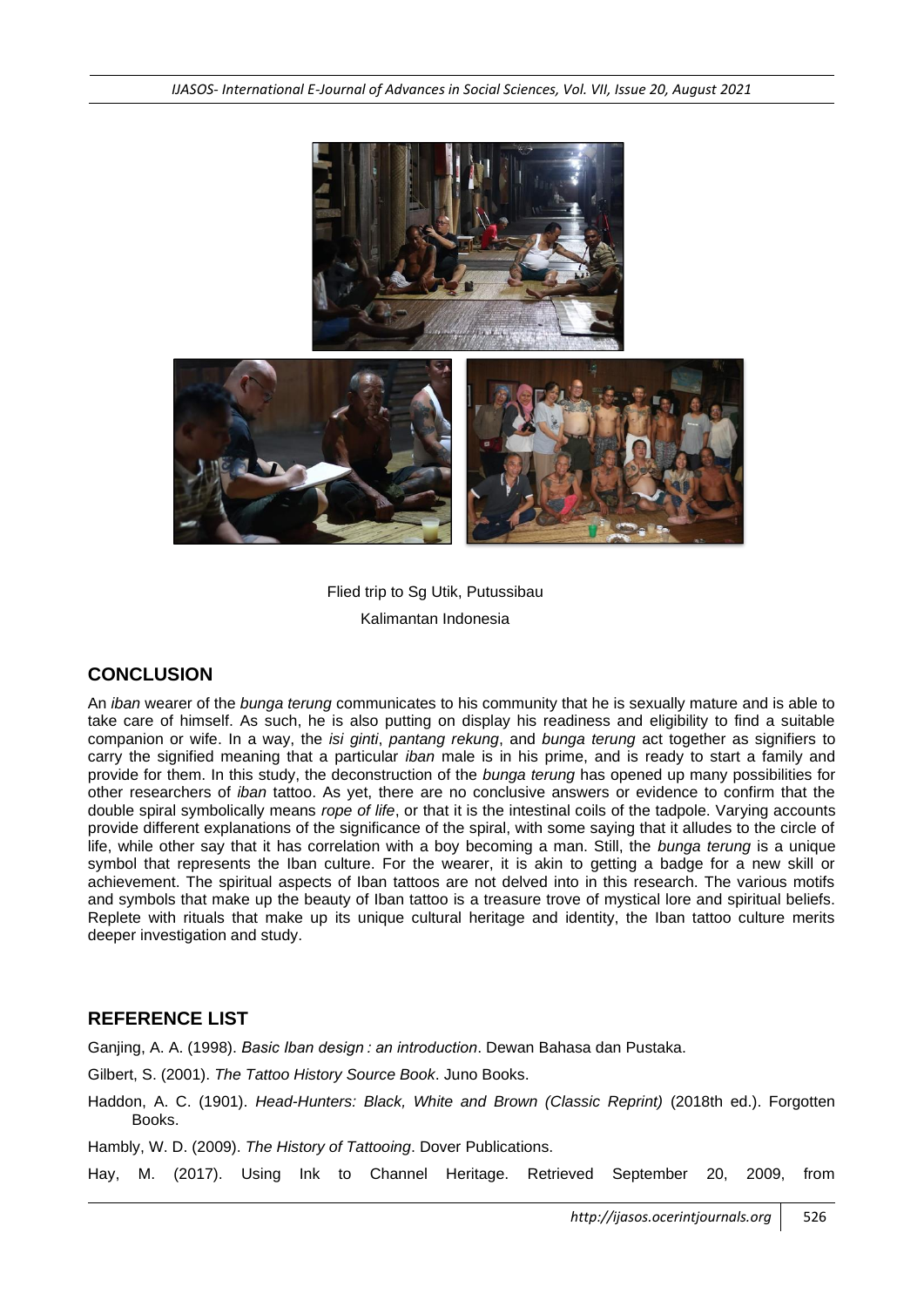Flied trip to Sg Utik, Putussibau

Kalimantan Indonesia

## CONCLUSION

An *iban* wearer of the *bunga terung* communicates to his community that he is sexually mature and is able to take care of himself. As such, he is also putting on display his readiness and eligibility to find a suitable companion or wife. In a way, the *isi ginti*, *pantang rekung*, and *bunga terung* act together as signifiers to carry the signified meaning that a particular *iban* male is in his prime, and is ready to start a family and provide for them. In this study, the deconstruction of the *bunga terung* has opened up many possibilities for other researchers of *iban* tattoo. As yet, there are no conclusive answers or evidence to confirm that the double spiral symbolically means *rope of life*, or that it is the intestinal coils of the tadpole. Varying accounts provide different explanations of the significance of the spiral, with some saying that it alludes to the circle of life, while other say that it has correlation with a boy becoming a man. Still, the *bunga terung* is a unique symbol that represents the Iban culture. For the wearer, it is akin to getting a badge for a new skill or achievement. The spiritual aspects of Iban tattoos are not delved into in this research. The various motifs and symbols that make up the beauty of Iban tattoo is a treasure trove of mystical lore and spiritual beliefs. Replete with rituals that make up its unique cultural heritage and identity, the Iban tattoo culture merits deeper investigation and study.

## REFERENCE LIST

Ganjing, A. A. (1998). *Basic Iban design : an introduction*. Dewan Bahasa dan Pustaka.

Gilbert, S. (2001). *The Tattoo History Source Book*. Juno Books.

Haddon, A. C. (1901). *Head-Hunters: Black, White and Brown (Classic Reprint)* (2018th ed.). Forgotten Books.

Hambly, W. D. (2009). *The History of Tattooing*. Dover Publications.

Hay, M. (2017). Using Ink to Channel Heritage. Retrieved September 20, 2009, from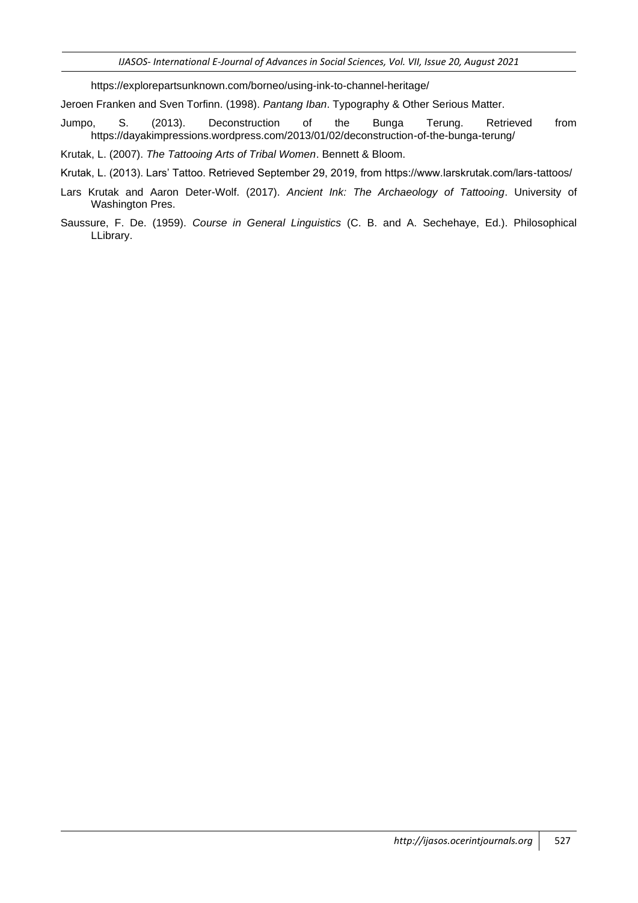https://explorepartsunknown.com/borneo/using-ink-to-channel-heritage/

Jeroen Franken and Sven Torfinn. (1998). *Pantang Iban*. Typography & Other Serious Matter.

Jumpo, S. (2013). Deconstruction of the Bunga Terung. Retrieved from https://dayakimpressions.wordpress.com/2013/01/02/deconstruction-of-the-bunga-terung/

Krutak, L. (2007). *The Tattooing Arts of Tribal Women*. Bennett & Bloom.

Krutak, L. (2013). Lars' Tattoo. Retrieved September 29, 2019, from https://www.larskrutak.com/lars-tattoos/

Lars Krutak and Aaron Deter-Wolf. (2017). *Ancient Ink: The Archaeology of Tattooing*. University of Washington Pres.

Saussure, F. De. (1959). *Course in General Linguistics* (C. B. and A. Sechehaye, Ed.). Philosophical LLibrary.